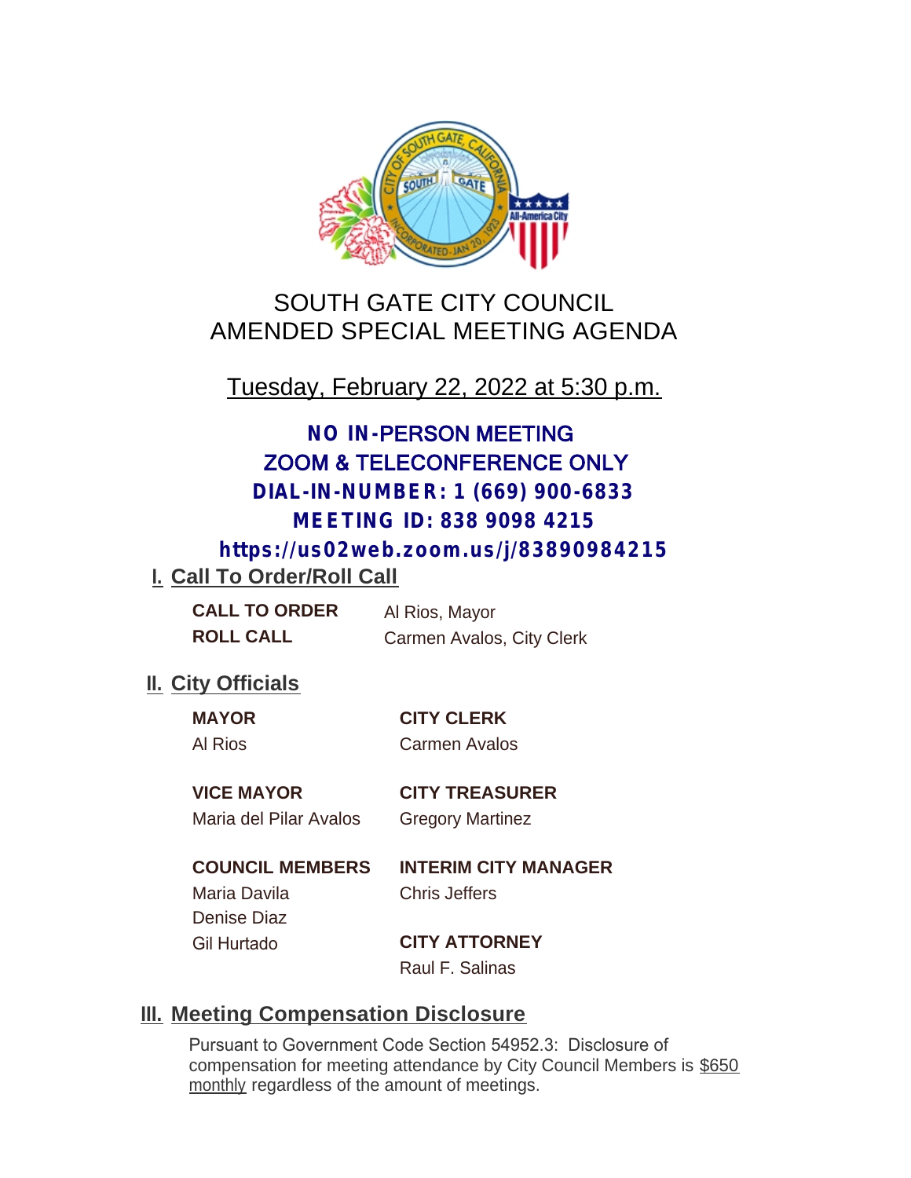# SOUTH GATE CITY COUNCIL
# AMENDED SPECIAL MEETING AGENDA

Tuesday, February 22, 2022 at 5:30 p.m.

**NO IN-PERSON MEETING**
**ZOOM & TELECONFERENCE ONLY**
**DIAL-IN-NUMBER: 1 (669) 900-6833**
**MEETING ID: 838 9098 4215**
**https://us02web.zoom.us/j/83890984215**

## I. Call To Order/Roll Call

**CALL TO ORDER** Al Rios, Mayor
**ROLL CALL** Carmen Avalos, City Clerk

## II. City Officials

**MAYOR**
Al Rios

**VICE MAYOR**
Maria del Pilar Avalos

**COUNCIL MEMBERS**
Maria Davila
Denise Diaz
Gil Hurtado

**CITY CLERK**
Carmen Avalos

**CITY TREASURER**
Gregory Martinez

**INTERIM CITY MANAGER**
Chris Jeffers

**CITY ATTORNEY**
Raul F. Salinas

## III. Meeting Compensation Disclosure

Pursuant to Government Code Section 54952.3: Disclosure of compensation for meeting attendance by City Council Members is $650 monthly regardless of the amount of meetings.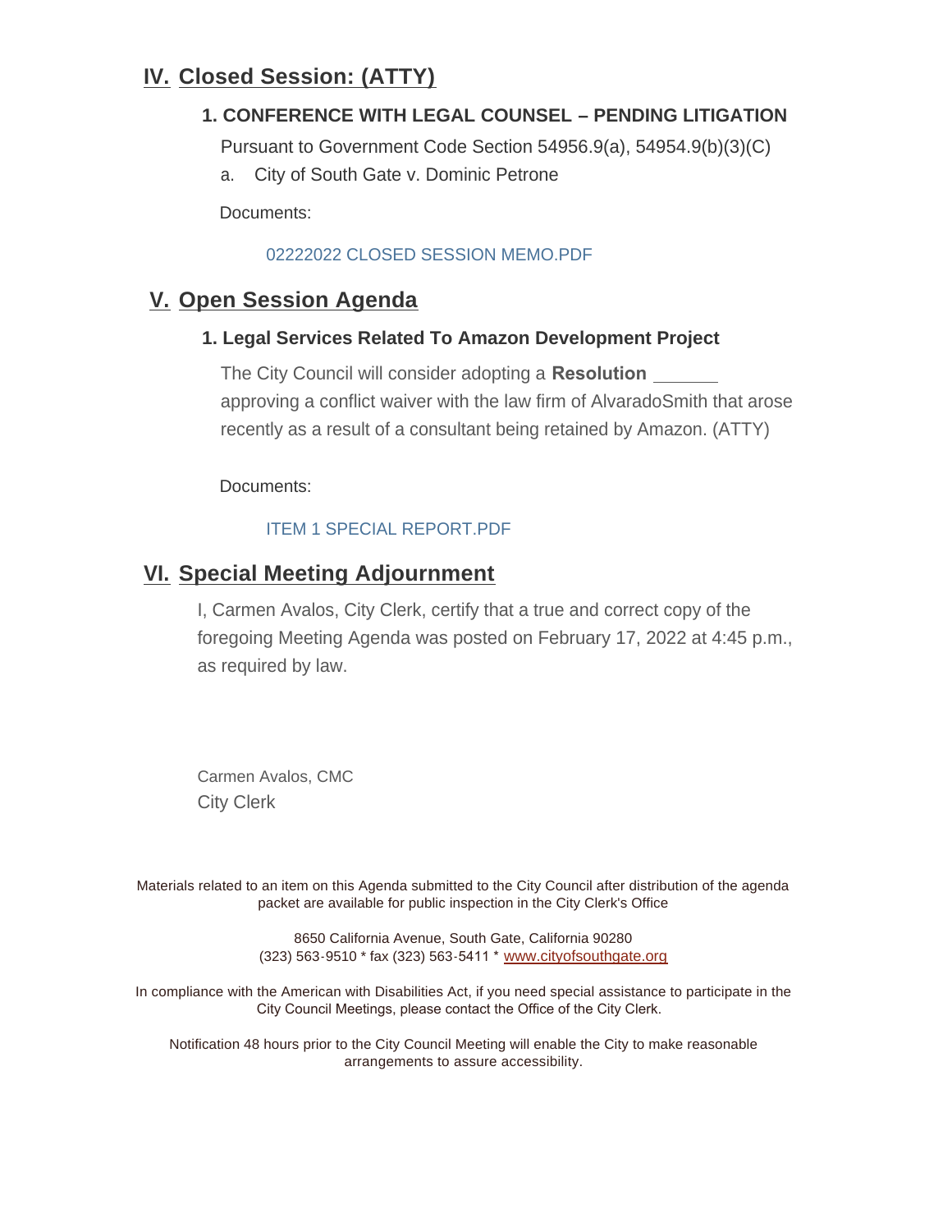## IV. Closed Session: (ATTY)

### 1. CONFERENCE WITH LEGAL COUNSEL – PENDING LITIGATION

Pursuant to Government Code Section 54956.9(a), 54954.9(b)(3)(C)

a. City of South Gate v. Dominic Petrone

Documents:

02222022 CLOSED SESSION MEMO.PDF

## V. Open Session Agenda

### 1. Legal Services Related To Amazon Development Project

The City Council will consider adopting a **Resolution** ______ approving a conflict waiver with the law firm of AlvaradoSmith that arose recently as a result of a consultant being retained by Amazon. (ATTY)

Documents:

ITEM 1 SPECIAL REPORT.PDF

## VI. Special Meeting Adjournment

I, Carmen Avalos, City Clerk, certify that a true and correct copy of the foregoing Meeting Agenda was posted on February 17, 2022 at 4:45 p.m., as required by law.

Carmen Avalos, CMC
City Clerk

Materials related to an item on this Agenda submitted to the City Council after distribution of the agenda packet are available for public inspection in the City Clerk's Office

8650 California Avenue, South Gate, California 90280
(323) 563-9510 * fax (323) 563-5411 * www.cityofsouthgate.org

In compliance with the American with Disabilities Act, if you need special assistance to participate in the City Council Meetings, please contact the Office of the City Clerk.

Notification 48 hours prior to the City Council Meeting will enable the City to make reasonable arrangements to assure accessibility.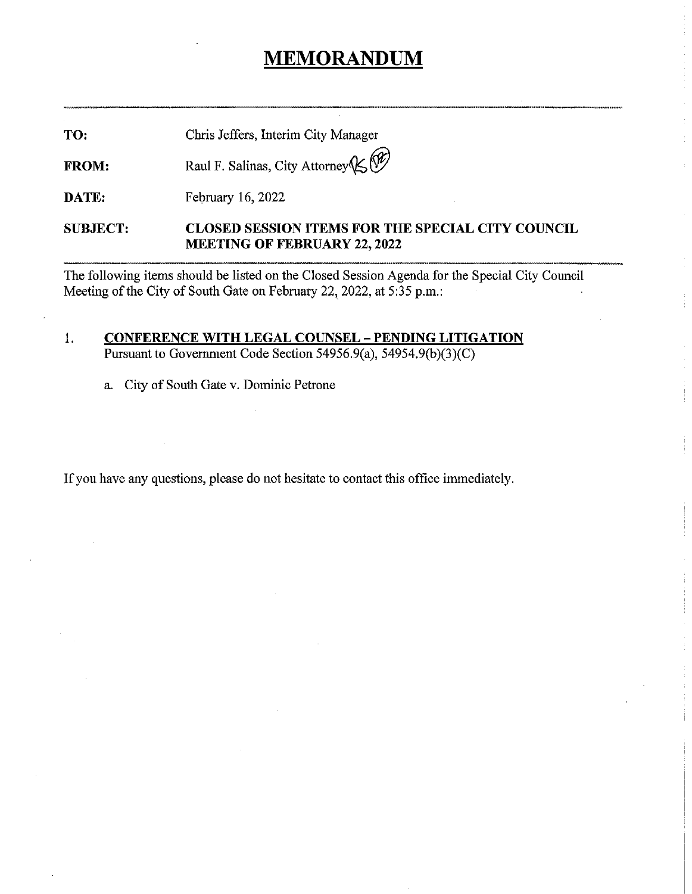# MEMORANDUM

**TO:** Chris Jeffers, Interim City Manager

**FROM:** Raul F. Salinas, City Attorney

**DATE:** February 16, 2022

**SUBJECT:** **CLOSED SESSION ITEMS FOR THE SPECIAL CITY COUNCIL MEETING OF FEBRUARY 22, 2022**

The following items should be listed on the Closed Session Agenda for the Special City Council Meeting of the City of South Gate on February 22, 2022, at 5:35 p.m.:

1. **CONFERENCE WITH LEGAL COUNSEL – PENDING LITIGATION**
   Pursuant to Government Code Section 54956.9(a), 54954.9(b)(3)(C)

   a. City of South Gate v. Dominic Petrone

If you have any questions, please do not hesitate to contact this office immediately.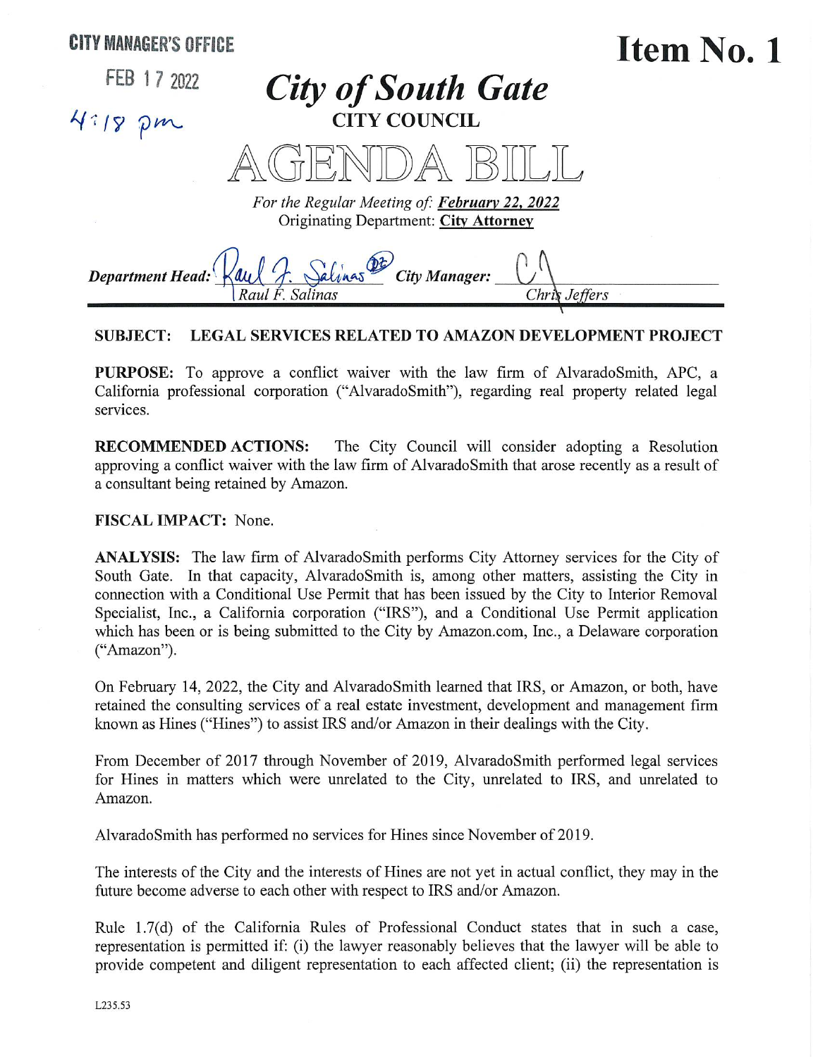CITY MANAGER'S OFFICE

FEB 17 2022

4:18 pm

# Item No. 1

# *City of South Gate*

**CITY COUNCIL**

# AGENDA BILL

*For the Regular Meeting of:* ***February 22, 2022***
Originating Department: **City Attorney**

***Department Head:*** *Raul F. Salinas* ***City Manager:*** *Chris Jeffers*

**SUBJECT: LEGAL SERVICES RELATED TO AMAZON DEVELOPMENT PROJECT**

**PURPOSE:** To approve a conflict waiver with the law firm of AlvaradoSmith, APC, a California professional corporation ("AlvaradoSmith"), regarding real property related legal services.

**RECOMMENDED ACTIONS:** The City Council will consider adopting a Resolution approving a conflict waiver with the law firm of AlvaradoSmith that arose recently as a result of a consultant being retained by Amazon.

**FISCAL IMPACT:** None.

**ANALYSIS:** The law firm of AlvaradoSmith performs City Attorney services for the City of South Gate. In that capacity, AlvaradoSmith is, among other matters, assisting the City in connection with a Conditional Use Permit that has been issued by the City to Interior Removal Specialist, Inc., a California corporation ("IRS"), and a Conditional Use Permit application which has been or is being submitted to the City by Amazon.com, Inc., a Delaware corporation ("Amazon").

On February 14, 2022, the City and AlvaradoSmith learned that IRS, or Amazon, or both, have retained the consulting services of a real estate investment, development and management firm known as Hines ("Hines") to assist IRS and/or Amazon in their dealings with the City.

From December of 2017 through November of 2019, AlvaradoSmith performed legal services for Hines in matters which were unrelated to the City, unrelated to IRS, and unrelated to Amazon.

AlvaradoSmith has performed no services for Hines since November of 2019.

The interests of the City and the interests of Hines are not yet in actual conflict, they may in the future become adverse to each other with respect to IRS and/or Amazon.

Rule 1.7(d) of the California Rules of Professional Conduct states that in such a case, representation is permitted if: (i) the lawyer reasonably believes that the lawyer will be able to provide competent and diligent representation to each affected client; (ii) the representation is

L235.53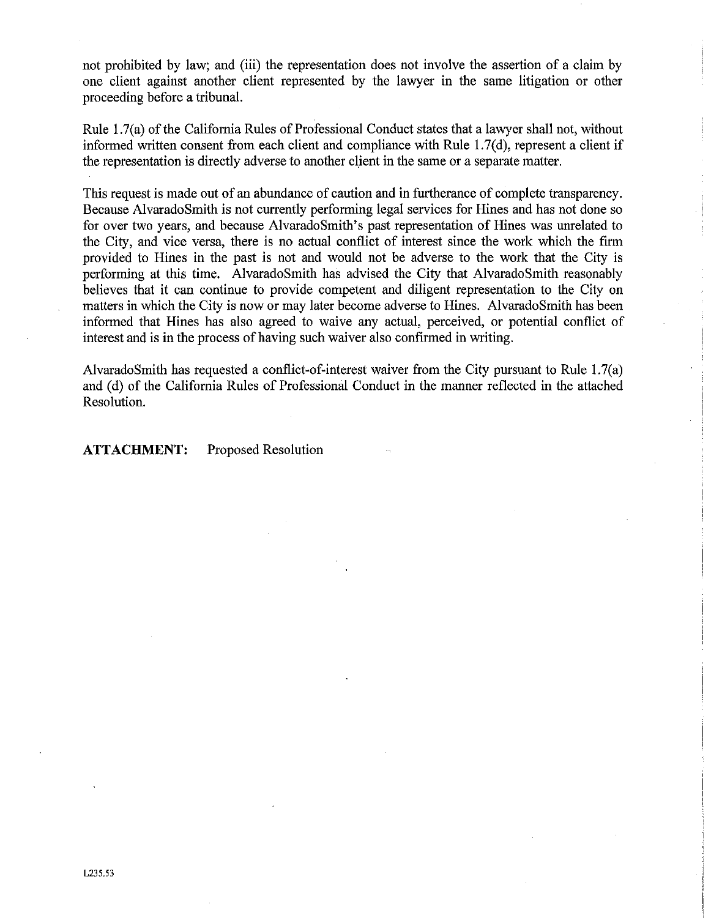not prohibited by law; and (iii) the representation does not involve the assertion of a claim by one client against another client represented by the lawyer in the same litigation or other proceeding before a tribunal.

Rule 1.7(a) of the California Rules of Professional Conduct states that a lawyer shall not, without informed written consent from each client and compliance with Rule 1.7(d), represent a client if the representation is directly adverse to another client in the same or a separate matter.

This request is made out of an abundance of caution and in furtherance of complete transparency. Because AlvaradoSmith is not currently performing legal services for Hines and has not done so for over two years, and because AlvaradoSmith's past representation of Hines was unrelated to the City, and vice versa, there is no actual conflict of interest since the work which the firm provided to Hines in the past is not and would not be adverse to the work that the City is performing at this time. AlvaradoSmith has advised the City that AlvaradoSmith reasonably believes that it can continue to provide competent and diligent representation to the City on matters in which the City is now or may later become adverse to Hines. AlvaradoSmith has been informed that Hines has also agreed to waive any actual, perceived, or potential conflict of interest and is in the process of having such waiver also confirmed in writing.

AlvaradoSmith has requested a conflict-of-interest waiver from the City pursuant to Rule 1.7(a) and (d) of the California Rules of Professional Conduct in the manner reflected in the attached Resolution.

**ATTACHMENT:** Proposed Resolution

L235.53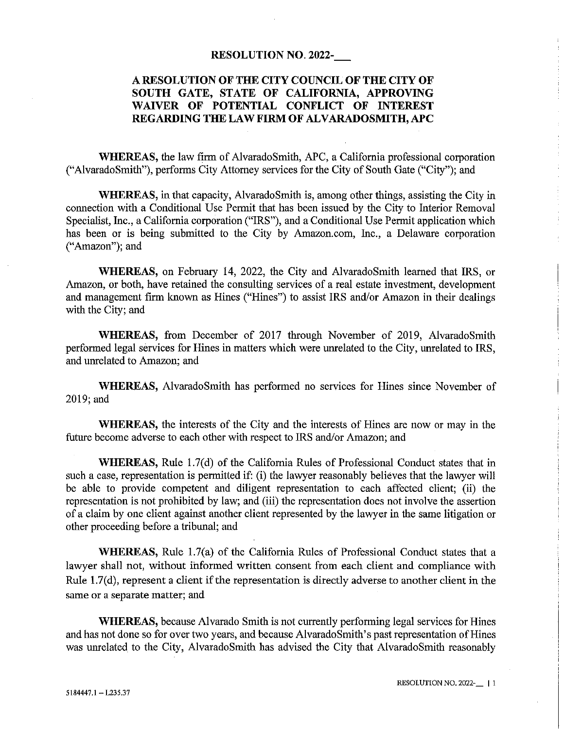## RESOLUTION NO. 2022-___

## A RESOLUTION OF THE CITY COUNCIL OF THE CITY OF SOUTH GATE, STATE OF CALIFORNIA, APPROVING WAIVER OF POTENTIAL CONFLICT OF INTEREST REGARDING THE LAW FIRM OF ALVARADOSMITH, APC

**WHEREAS,** the law firm of AlvaradoSmith, APC, a California professional corporation ("AlvaradoSmith"), performs City Attorney services for the City of South Gate ("City"); and

**WHEREAS,** in that capacity, AlvaradoSmith is, among other things, assisting the City in connection with a Conditional Use Permit that has been issued by the City to Interior Removal Specialist, Inc., a California corporation ("IRS"), and a Conditional Use Permit application which has been or is being submitted to the City by Amazon.com, Inc., a Delaware corporation ("Amazon"); and

**WHEREAS,** on February 14, 2022, the City and AlvaradoSmith learned that IRS, or Amazon, or both, have retained the consulting services of a real estate investment, development and management firm known as Hines ("Hines") to assist IRS and/or Amazon in their dealings with the City; and

**WHEREAS,** from December of 2017 through November of 2019, AlvaradoSmith performed legal services for Hines in matters which were unrelated to the City, unrelated to IRS, and unrelated to Amazon; and

**WHEREAS,** AlvaradoSmith has performed no services for Hines since November of 2019; and

**WHEREAS,** the interests of the City and the interests of Hines are now or may in the future become adverse to each other with respect to IRS and/or Amazon; and

**WHEREAS,** Rule 1.7(d) of the California Rules of Professional Conduct states that in such a case, representation is permitted if: (i) the lawyer reasonably believes that the lawyer will be able to provide competent and diligent representation to each affected client; (ii) the representation is not prohibited by law; and (iii) the representation does not involve the assertion of a claim by one client against another client represented by the lawyer in the same litigation or other proceeding before a tribunal; and

**WHEREAS,** Rule 1.7(a) of the California Rules of Professional Conduct states that a lawyer shall not, without informed written consent from each client and compliance with Rule 1.7(d), represent a client if the representation is directly adverse to another client in the same or a separate matter; and

**WHEREAS,** because Alvarado Smith is not currently performing legal services for Hines and has not done so for over two years, and because AlvaradoSmith's past representation of Hines was unrelated to the City, AlvaradoSmith has advised the City that AlvaradoSmith reasonably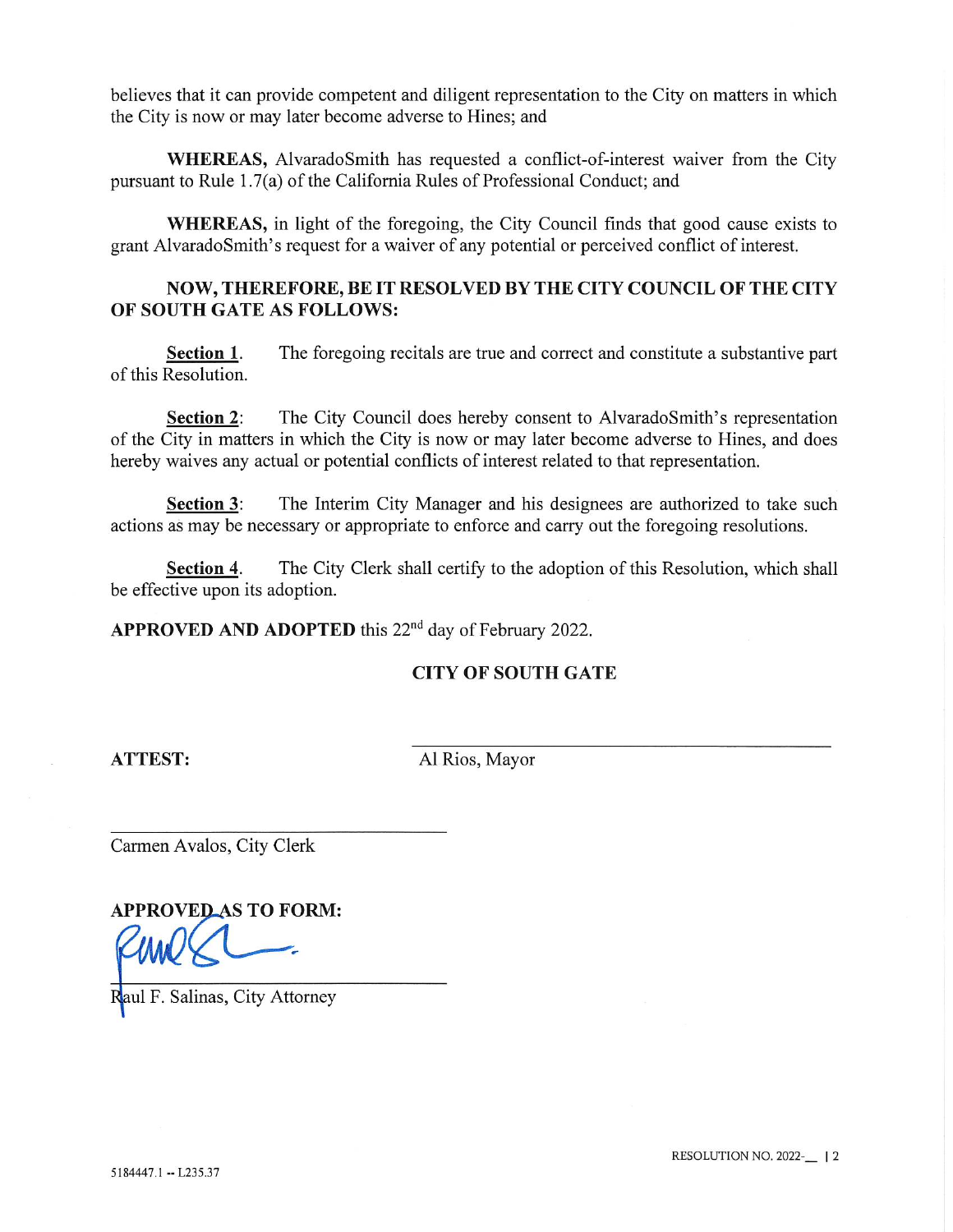believes that it can provide competent and diligent representation to the City on matters in which the City is now or may later become adverse to Hines; and

**WHEREAS,** AlvaradoSmith has requested a conflict-of-interest waiver from the City pursuant to Rule 1.7(a) of the California Rules of Professional Conduct; and

**WHEREAS,** in light of the foregoing, the City Council finds that good cause exists to grant AlvaradoSmith's request for a waiver of any potential or perceived conflict of interest.

**NOW, THEREFORE, BE IT RESOLVED BY THE CITY COUNCIL OF THE CITY OF SOUTH GATE AS FOLLOWS:**

**Section 1**. The foregoing recitals are true and correct and constitute a substantive part of this Resolution.

**Section 2**: The City Council does hereby consent to AlvaradoSmith's representation of the City in matters in which the City is now or may later become adverse to Hines, and does hereby waives any actual or potential conflicts of interest related to that representation.

**Section 3**: The Interim City Manager and his designees are authorized to take such actions as may be necessary or appropriate to enforce and carry out the foregoing resolutions.

**Section 4**. The City Clerk shall certify to the adoption of this Resolution, which shall be effective upon its adoption.

**APPROVED AND ADOPTED** this 22nd day of February 2022.

**CITY OF SOUTH GATE**

______________________________
Al Rios, Mayor

**ATTEST:**

______________________________
Carmen Avalos, City Clerk

**APPROVED AS TO FORM:**

______________________________
Raul F. Salinas, City Attorney

RESOLUTION NO. 2022-__

5184447.1 -- L235.37